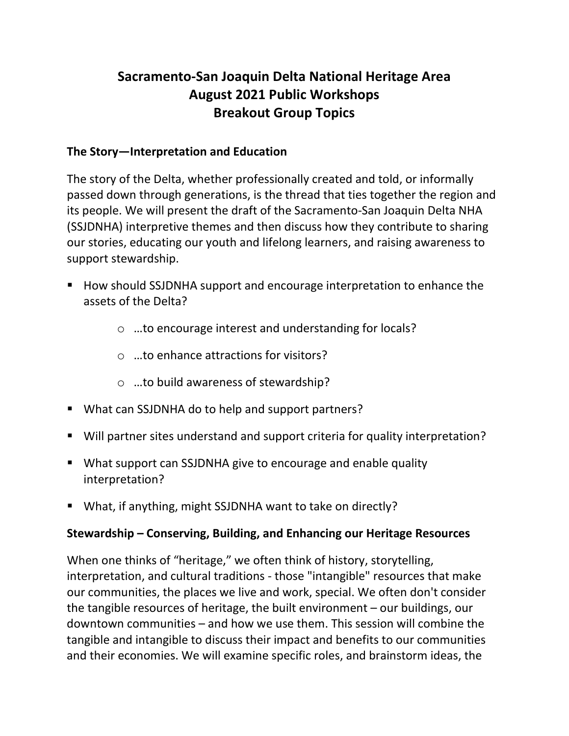# Sacramento-San Joaquin Delta National Heritage Area
# August 2021 Public Workshops
# Breakout Group Topics

## The Story—Interpretation and Education

The story of the Delta, whether professionally created and told, or informally passed down through generations, is the thread that ties together the region and its people. We will present the draft of the Sacramento-San Joaquin Delta NHA (SSJDNHA) interpretive themes and then discuss how they contribute to sharing our stories, educating our youth and lifelong learners, and raising awareness to support stewardship.

- How should SSJDNHA support and encourage interpretation to enhance the assets of the Delta?
  - …to encourage interest and understanding for locals?
  - …to enhance attractions for visitors?
  - …to build awareness of stewardship?
- What can SSJDNHA do to help and support partners?
- Will partner sites understand and support criteria for quality interpretation?
- What support can SSJDNHA give to encourage and enable quality interpretation?
- What, if anything, might SSJDNHA want to take on directly?

## Stewardship – Conserving, Building, and Enhancing our Heritage Resources

When one thinks of "heritage," we often think of history, storytelling, interpretation, and cultural traditions - those "intangible" resources that make our communities, the places we live and work, special. We often don't consider the tangible resources of heritage, the built environment – our buildings, our downtown communities – and how we use them. This session will combine the tangible and intangible to discuss their impact and benefits to our communities and their economies. We will examine specific roles, and brainstorm ideas, the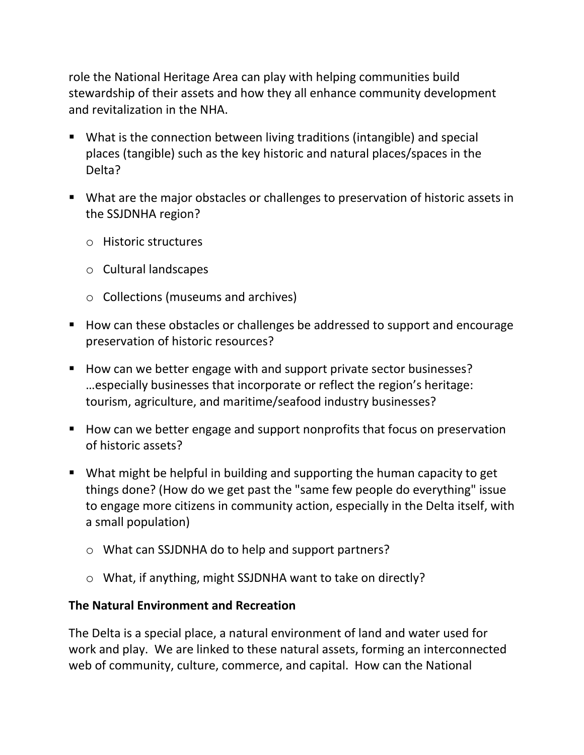role the National Heritage Area can play with helping communities build stewardship of their assets and how they all enhance community development and revitalization in the NHA.

- What is the connection between living traditions (intangible) and special places (tangible) such as the key historic and natural places/spaces in the Delta?
- What are the major obstacles or challenges to preservation of historic assets in the SSJDNHA region?
  - Historic structures
  - Cultural landscapes
  - Collections (museums and archives)
- How can these obstacles or challenges be addressed to support and encourage preservation of historic resources?
- How can we better engage with and support private sector businesses? …especially businesses that incorporate or reflect the region's heritage: tourism, agriculture, and maritime/seafood industry businesses?
- How can we better engage and support nonprofits that focus on preservation of historic assets?
- What might be helpful in building and supporting the human capacity to get things done? (How do we get past the "same few people do everything" issue to engage more citizens in community action, especially in the Delta itself, with a small population)
  - What can SSJDNHA do to help and support partners?
  - What, if anything, might SSJDNHA want to take on directly?

**The Natural Environment and Recreation**

The Delta is a special place, a natural environment of land and water used for work and play. We are linked to these natural assets, forming an interconnected web of community, culture, commerce, and capital. How can the National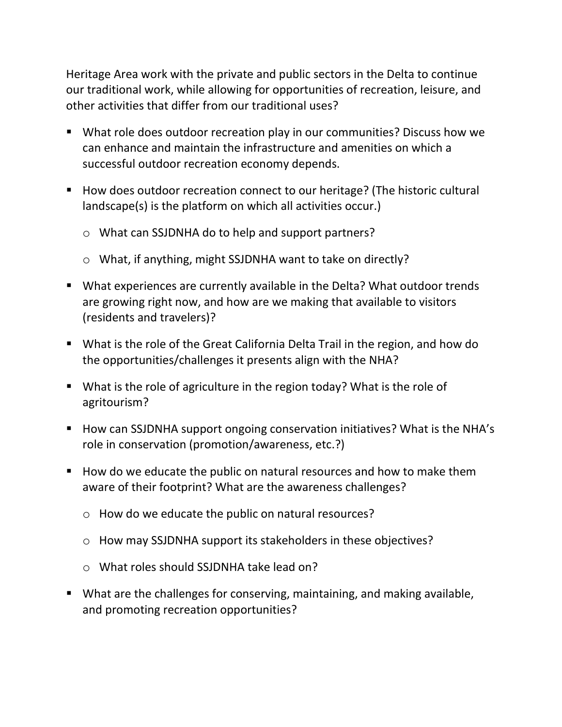Heritage Area work with the private and public sectors in the Delta to continue our traditional work, while allowing for opportunities of recreation, leisure, and other activities that differ from our traditional uses?

- What role does outdoor recreation play in our communities? Discuss how we can enhance and maintain the infrastructure and amenities on which a successful outdoor recreation economy depends.
- How does outdoor recreation connect to our heritage? (The historic cultural landscape(s) is the platform on which all activities occur.)
    - What can SSJDNHA do to help and support partners?
    - What, if anything, might SSJDNHA want to take on directly?
- What experiences are currently available in the Delta? What outdoor trends are growing right now, and how are we making that available to visitors (residents and travelers)?
- What is the role of the Great California Delta Trail in the region, and how do the opportunities/challenges it presents align with the NHA?
- What is the role of agriculture in the region today? What is the role of agritourism?
- How can SSJDNHA support ongoing conservation initiatives? What is the NHA's role in conservation (promotion/awareness, etc.?)
- How do we educate the public on natural resources and how to make them aware of their footprint? What are the awareness challenges?
    - How do we educate the public on natural resources?
    - How may SSJDNHA support its stakeholders in these objectives?
    - What roles should SSJDNHA take lead on?
- What are the challenges for conserving, maintaining, and making available, and promoting recreation opportunities?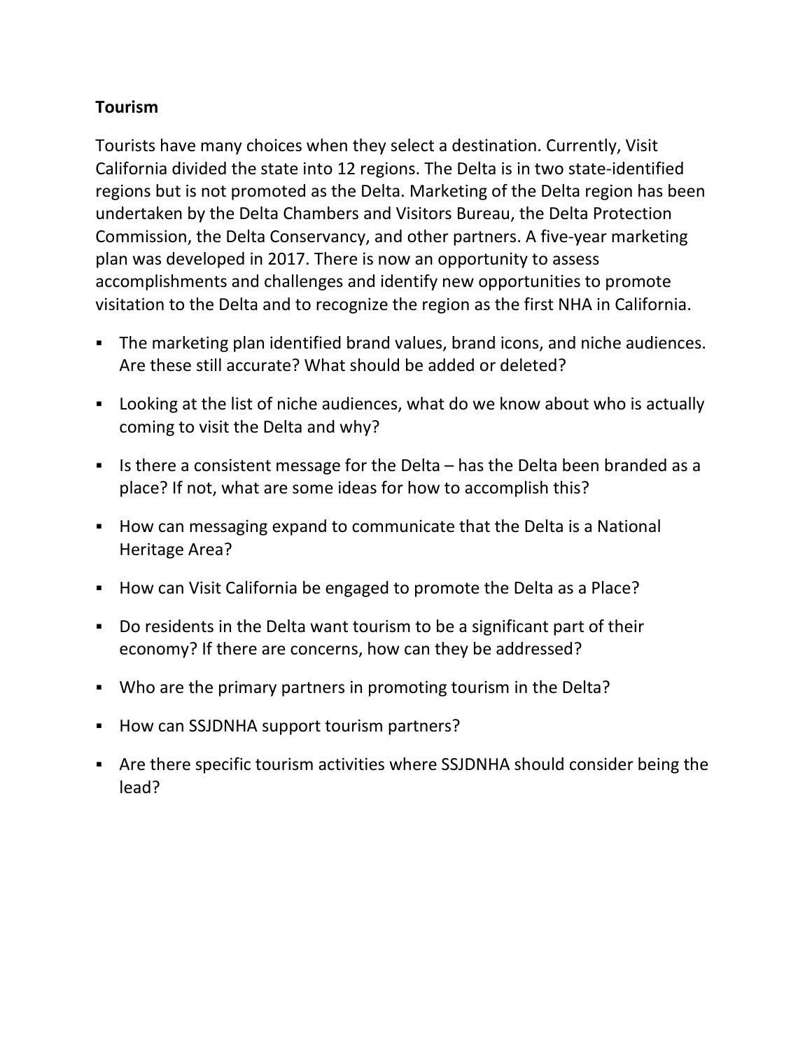**Tourism**

Tourists have many choices when they select a destination. Currently, Visit California divided the state into 12 regions. The Delta is in two state-identified regions but is not promoted as the Delta. Marketing of the Delta region has been undertaken by the Delta Chambers and Visitors Bureau, the Delta Protection Commission, the Delta Conservancy, and other partners. A five-year marketing plan was developed in 2017. There is now an opportunity to assess accomplishments and challenges and identify new opportunities to promote visitation to the Delta and to recognize the region as the first NHA in California.

- The marketing plan identified brand values, brand icons, and niche audiences. Are these still accurate? What should be added or deleted?
- Looking at the list of niche audiences, what do we know about who is actually coming to visit the Delta and why?
- Is there a consistent message for the Delta – has the Delta been branded as a place? If not, what are some ideas for how to accomplish this?
- How can messaging expand to communicate that the Delta is a National Heritage Area?
- How can Visit California be engaged to promote the Delta as a Place?
- Do residents in the Delta want tourism to be a significant part of their economy? If there are concerns, how can they be addressed?
- Who are the primary partners in promoting tourism in the Delta?
- How can SSJDNHA support tourism partners?
- Are there specific tourism activities where SSJDNHA should consider being the lead?